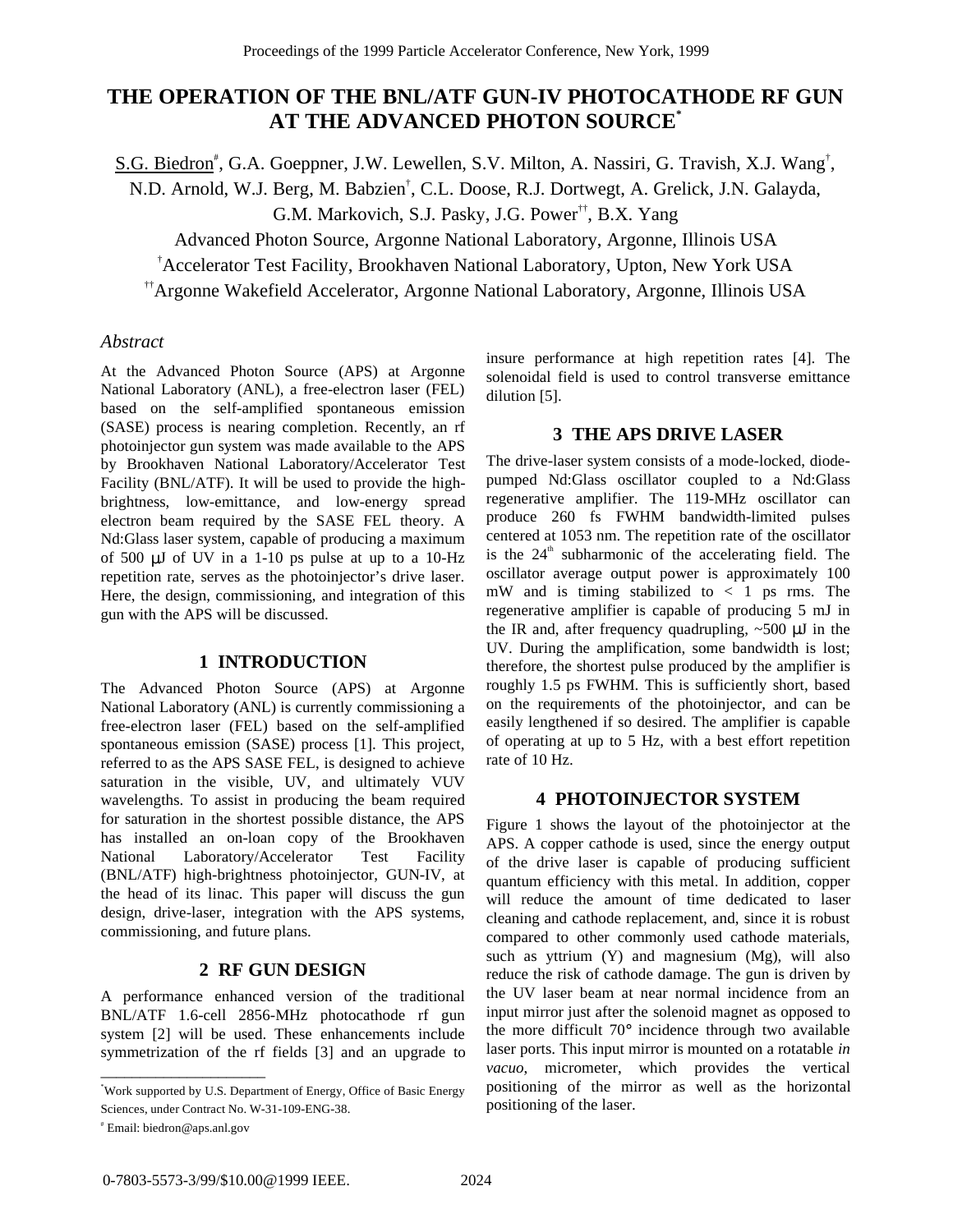# THE OPERATION OF THE BNL/ATF GUN-IV PHOTOCATHODE RF GUN AT THE ADVANCED PHOTON SOURCE[*]

S.G. Biedron[#], G.A. Goeppner, J.W. Lewellen, S.V. Milton, A. Nassiri, G. Travish, X.J. Wang[†], N.D. Arnold, W.J. Berg, M. Babzien[†], C.L. Doose, R.J. Dortwegt, A. Grelick, J.N. Galayda, G.M. Markovich, S.J. Pasky, J.G. Power[††], B.X. Yang

Advanced Photon Source, Argonne National Laboratory, Argonne, Illinois USA

[†]Accelerator Test Facility, Brookhaven National Laboratory, Upton, New York USA

[††]Argonne Wakefield Accelerator, Argonne National Laboratory, Argonne, Illinois USA

## *Abstract*

At the Advanced Photon Source (APS) at Argonne National Laboratory (ANL), a free-electron laser (FEL) based on the self-amplified spontaneous emission (SASE) process is nearing completion. Recently, an rf photoinjector gun system was made available to the APS by Brookhaven National Laboratory/Accelerator Test Facility (BNL/ATF). It will be used to provide the high-brightness, low-emittance, and low-energy spread electron beam required by the SASE FEL theory. A Nd:Glass laser system, capable of producing a maximum of 500 μJ of UV in a 1-10 ps pulse at up to a 10-Hz repetition rate, serves as the photoinjector's drive laser. Here, the design, commissioning, and integration of this gun with the APS will be discussed.

## 1 INTRODUCTION

The Advanced Photon Source (APS) at Argonne National Laboratory (ANL) is currently commissioning a free-electron laser (FEL) based on the self-amplified spontaneous emission (SASE) process [1]. This project, referred to as the APS SASE FEL, is designed to achieve saturation in the visible, UV, and ultimately VUV wavelengths. To assist in producing the beam required for saturation in the shortest possible distance, the APS has installed an on-loan copy of the Brookhaven National Laboratory/Accelerator Test Facility (BNL/ATF) high-brightness photoinjector, GUN-IV, at the head of its linac. This paper will discuss the gun design, drive-laser, integration with the APS systems, commissioning, and future plans.

## 2 RF GUN DESIGN

A performance enhanced version of the traditional BNL/ATF 1.6-cell 2856-MHz photocathode rf gun system [2] will be used. These enhancements include symmetrization of the rf fields [3] and an upgrade to insure performance at high repetition rates [4]. The solenoidal field is used to control transverse emittance dilution [5].

## 3 THE APS DRIVE LASER

The drive-laser system consists of a mode-locked, diode-pumped Nd:Glass oscillator coupled to a Nd:Glass regenerative amplifier. The 119-MHz oscillator can produce 260 fs FWHM bandwidth-limited pulses centered at 1053 nm. The repetition rate of the oscillator is the 24$^{th}$ subharmonic of the accelerating field. The oscillator average output power is approximately 100 mW and is timing stabilized to < 1 ps rms. The regenerative amplifier is capable of producing 5 mJ in the IR and, after frequency quadrupling, ~500 μJ in the UV. During the amplification, some bandwidth is lost; therefore, the shortest pulse produced by the amplifier is roughly 1.5 ps FWHM. This is sufficiently short, based on the requirements of the photoinjector, and can be easily lengthened if so desired. The amplifier is capable of operating at up to 5 Hz, with a best effort repetition rate of 10 Hz.

## 4 PHOTOINJECTOR SYSTEM

Figure 1 shows the layout of the photoinjector at the APS. A copper cathode is used, since the energy output of the drive laser is capable of producing sufficient quantum efficiency with this metal. In addition, copper will reduce the amount of time dedicated to laser cleaning and cathode replacement, and, since it is robust compared to other commonly used cathode materials, such as yttrium (Y) and magnesium (Mg), will also reduce the risk of cathode damage. The gun is driven by the UV laser beam at near normal incidence from an input mirror just after the solenoid magnet as opposed to the more difficult 70° incidence through two available laser ports. This input mirror is mounted on a rotatable *in vacuo*, micrometer, which provides the vertical positioning of the mirror as well as the horizontal positioning of the laser.

---

[*]Work supported by U.S. Department of Energy, Office of Basic Energy Sciences, under Contract No. W-31-109-ENG-38.

[#] Email: biedron@aps.anl.gov

0-7803-5573-3/99/$10.00@1999 IEEE.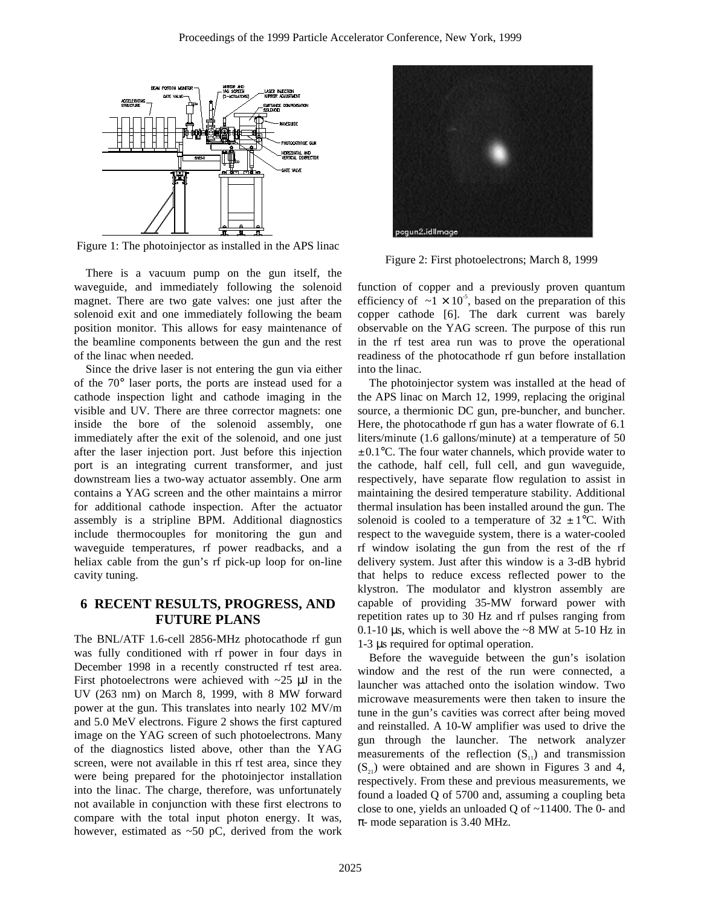Figure 1: The photoinjector as installed in the APS linac

Figure 2: First photoelectrons; March 8, 1999

There is a vacuum pump on the gun itself, the waveguide, and immediately following the solenoid magnet. There are two gate valves: one just after the solenoid exit and one immediately following the beam position monitor. This allows for easy maintenance of the beamline components between the gun and the rest of the linac when needed.

Since the drive laser is not entering the gun via either of the 70° laser ports, the ports are instead used for a cathode inspection light and cathode imaging in the visible and UV. There are three corrector magnets: one inside the bore of the solenoid assembly, one immediately after the exit of the solenoid, and one just after the laser injection port. Just before this injection port is an integrating current transformer, and just downstream lies a two-way actuator assembly. One arm contains a YAG screen and the other maintains a mirror for additional cathode inspection. After the actuator assembly is a stripline BPM. Additional diagnostics include thermocouples for monitoring the gun and waveguide temperatures, rf power readbacks, and a heliax cable from the gun's rf pick-up loop for on-line cavity tuning.

## 6 RECENT RESULTS, PROGRESS, AND FUTURE PLANS

The BNL/ATF 1.6-cell 2856-MHz photocathode rf gun was fully conditioned with rf power in four days in December 1998 in a recently constructed rf test area. First photoelectrons were achieved with ~25 μJ in the UV (263 nm) on March 8, 1999, with 8 MW forward power at the gun. This translates into nearly 102 MV/m and 5.0 MeV electrons. Figure 2 shows the first captured image on the YAG screen of such photoelectrons. Many of the diagnostics listed above, other than the YAG screen, were not available in this rf test area, since they were being prepared for the photoinjector installation into the linac. The charge, therefore, was unfortunately not available in conjunction with these first electrons to compare with the total input photon energy. It was, however, estimated as ~50 pC, derived from the work function of copper and a previously proven quantum efficiency of $\sim 1 \times 10^{-5}$, based on the preparation of this copper cathode [6]. The dark current was barely observable on the YAG screen. The purpose of this run in the rf test area run was to prove the operational readiness of the photocathode rf gun before installation into the linac.

The photoinjector system was installed at the head of the APS linac on March 12, 1999, replacing the original source, a thermionic DC gun, pre-buncher, and buncher. Here, the photocathode rf gun has a water flowrate of 6.1 liters/minute (1.6 gallons/minute) at a temperature of 50 $\pm 0.1$°C. The four water channels, which provide water to the cathode, half cell, full cell, and gun waveguide, respectively, have separate flow regulation to assist in maintaining the desired temperature stability. Additional thermal insulation has been installed around the gun. The solenoid is cooled to a temperature of 32 $\pm 1$°C. With respect to the waveguide system, there is a water-cooled rf window isolating the gun from the rest of the rf delivery system. Just after this window is a 3-dB hybrid that helps to reduce excess reflected power to the klystron. The modulator and klystron assembly are capable of providing 35-MW forward power with repetition rates up to 30 Hz and rf pulses ranging from 0.1-10 μs, which is well above the ~8 MW at 5-10 Hz in 1-3 μs required for optimal operation.

Before the waveguide between the gun's isolation window and the rest of the run were connected, a launcher was attached onto the isolation window. Two microwave measurements were then taken to insure the tune in the gun's cavities was correct after being moved and reinstalled. A 10-W amplifier was used to drive the gun through the launcher. The network analyzer measurements of the reflection ($S_{11}$) and transmission ($S_{21}$) were obtained and are shown in Figures 3 and 4, respectively. From these and previous measurements, we found a loaded Q of 5700 and, assuming a coupling beta close to one, yields an unloaded Q of ~11400. The 0- and π- mode separation is 3.40 MHz.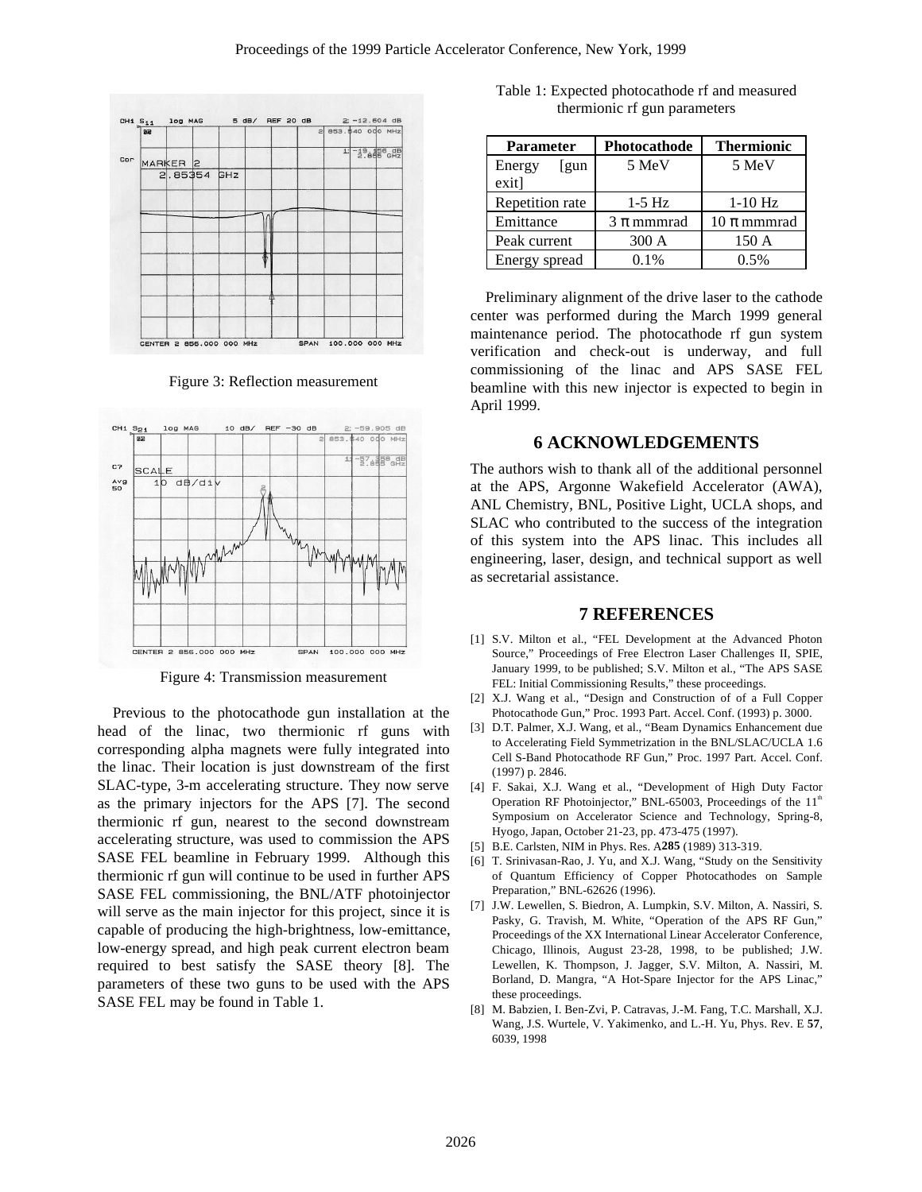CH1 $S_{11}$ log MAG 5 dB/ REF 20 dB 2: -12.604 dB

2 853.540 000 MHz

1: -19.156 dB 2.856 GHz

Cor

MARKER 2

2.85354 GHz

CENTER 2 856.000 000 MHz SPAN 100.000 000 MHz

Figure 3: Reflection measurement

CH1 $S_{21}$ log MAG 10 dB/ REF -30 dB 2: -59.905 dB

2 853.540 000 MHz

1: -57.258 dB 2.856 GHz

C?

Avg 50

SCALE

10 dB/div

CENTER 2 856.000 000 MHz SPAN 100.000 000 MHz

Figure 4: Transmission measurement

Previous to the photocathode gun installation at the head of the linac, two thermionic rf guns with corresponding alpha magnets were fully integrated into the linac. Their location is just downstream of the first SLAC-type, 3-m accelerating structure. They now serve as the primary injectors for the APS [7]. The second thermionic rf gun, nearest to the second downstream accelerating structure, was used to commission the APS SASE FEL beamline in February 1999. Although this thermionic rf gun will continue to be used in further APS SASE FEL commissioning, the BNL/ATF photoinjector will serve as the main injector for this project, since it is capable of producing the high-brightness, low-emittance, low-energy spread, and high peak current electron beam required to best satisfy the SASE theory [8]. The parameters of these two guns to be used with the APS SASE FEL may be found in Table 1.

Table 1: Expected photocathode rf and measured thermionic rf gun parameters

| Parameter | Photocathode | Thermionic |
|---|---|---|
| Energy [gun exit] | 5 MeV | 5 MeV |
| Repetition rate | 1-5 Hz | 1-10 Hz |
| Emittance | 3 π mmmrad | 10 π mmmrad |
| Peak current | 300 A | 150 A |
| Energy spread | 0.1% | 0.5% |

Preliminary alignment of the drive laser to the cathode center was performed during the March 1999 general maintenance period. The photocathode rf gun system verification and check-out is underway, and full commissioning of the linac and APS SASE FEL beamline with this new injector is expected to begin in April 1999.

## 6 ACKNOWLEDGEMENTS

The authors wish to thank all of the additional personnel at the APS, Argonne Wakefield Accelerator (AWA), ANL Chemistry, BNL, Positive Light, UCLA shops, and SLAC who contributed to the success of the integration of this system into the APS linac. This includes all engineering, laser, design, and technical support as well as secretarial assistance.

## 7 REFERENCES

[1] S.V. Milton et al., "FEL Development at the Advanced Photon Source," Proceedings of Free Electron Laser Challenges II, SPIE, January 1999, to be published; S.V. Milton et al., "The APS SASE FEL: Initial Commissioning Results," these proceedings.

[2] X.J. Wang et al., "Design and Construction of of a Full Copper Photocathode Gun," Proc. 1993 Part. Accel. Conf. (1993) p. 3000.

[3] D.T. Palmer, X.J. Wang, et al., "Beam Dynamics Enhancement due to Accelerating Field Symmetrization in the BNL/SLAC/UCLA 1.6 Cell S-Band Photocathode RF Gun," Proc. 1997 Part. Accel. Conf. (1997) p. 2846.

[4] F. Sakai, X.J. Wang et al., "Development of High Duty Factor Operation RF Photoinjector," BNL-65003, Proceedings of the 11th Symposium on Accelerator Science and Technology, Spring-8, Hyogo, Japan, October 21-23, pp. 473-475 (1997).

[5] B.E. Carlsten, NIM in Phys. Res. A**285** (1989) 313-319.

[6] T. Srinivasan-Rao, J. Yu, and X.J. Wang, "Study on the Sensitivity of Quantum Efficiency of Copper Photocathodes on Sample Preparation," BNL-62626 (1996).

[7] J.W. Lewellen, S. Biedron, A. Lumpkin, S.V. Milton, A. Nassiri, S. Pasky, G. Travish, M. White, "Operation of the APS RF Gun," Proceedings of the XX International Linear Accelerator Conference, Chicago, Illinois, August 23-28, 1998, to be published; J.W. Lewellen, K. Thompson, J. Jagger, S.V. Milton, A. Nassiri, M. Borland, D. Mangra, "A Hot-Spare Injector for the APS Linac," these proceedings.

[8] M. Babzien, I. Ben-Zvi, P. Catravas, J.-M. Fang, T.C. Marshall, X.J. Wang, J.S. Wurtele, V. Yakimenko, and L.-H. Yu, Phys. Rev. E **57**, 6039, 1998